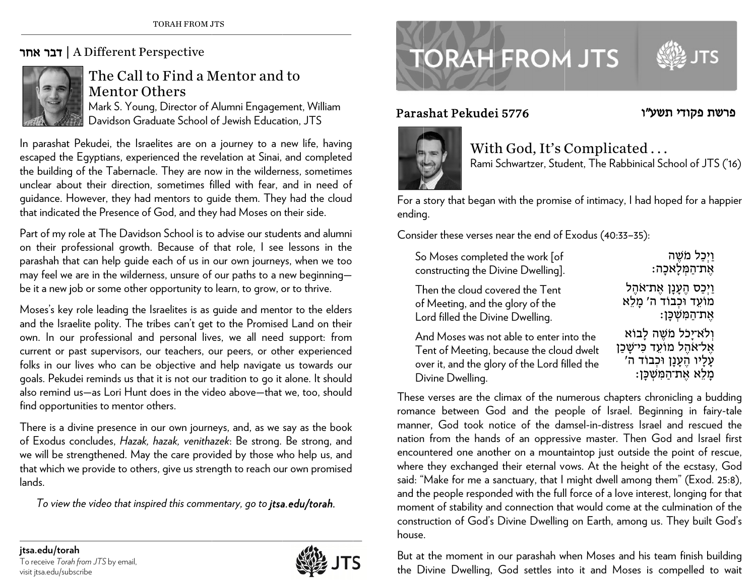# TORAH FROM JTS

## Parashat Pekudei 5776

**פרשת פקודי תשע"ו**

### With God, It's Complicated . . .

Rami Schwartzer, Student, The Rabbinical School of JTS ('16)

For a story that began with the promise of intimacy, I had hoped for a happier ending.

Consider these verses near the end of Exodus (40:33–35):

| | |
|---|---|
| So Moses completed the work [of constructing the Divine Dwelling]. | וַיְכַל מֹשֶׁה אֶת־הַמְּלָאכָה׃ |
| Then the cloud covered the Tent of Meeting, and the glory of the Lord filled the Divine Dwelling. | וַיְכַס הֶעָנָן אֶת־אֹהֶל מוֹעֵד וּכְבוֹד ה׳ מָלֵא אֶת־הַמִּשְׁכָּן׃ |
| And Moses was not able to enter into the Tent of Meeting, because the cloud dwelt over it, and the glory of the Lord filled the Divine Dwelling. | וְלֹא־יָכֹל מֹשֶׁה לָבוֹא אֶל־אֹהֶל מוֹעֵד כִּי־שָׁכַן עָלָיו הֶעָנָן וּכְבוֹד ה׳ מָלֵא אֶת־הַמִּשְׁכָּן׃ |

These verses are the climax of the numerous chapters chronicling a budding romance between God and the people of Israel. Beginning in fairy-tale manner, God took notice of the damsel-in-distress Israel and rescued the nation from the hands of an oppressive master. Then God and Israel first encountered one another on a mountaintop just outside the point of rescue, where they exchanged their eternal vows. At the height of the ecstasy, God said: "Make for me a sanctuary, that I might dwell among them" (Exod. 25:8), and the people responded with the full force of a love interest, longing for that moment of stability and connection that would come at the culmination of the construction of God's Divine Dwelling on Earth, among us. They built God's house.

But at the moment in our parashah when Moses and his team finish building the Divine Dwelling, God settles into it and Moses is compelled to wait

## דבר אחר | A Different Perspective

### The Call to Find a Mentor and to Mentor Others

Mark S. Young, Director of Alumni Engagement, William Davidson Graduate School of Jewish Education, JTS

In parashat Pekudei, the Israelites are on a journey to a new life, having escaped the Egyptians, experienced the revelation at Sinai, and completed the building of the Tabernacle. They are now in the wilderness, sometimes unclear about their direction, sometimes filled with fear, and in need of guidance. However, they had mentors to guide them. They had the cloud that indicated the Presence of God, and they had Moses on their side.

Part of my role at The Davidson School is to advise our students and alumni on their professional growth. Because of that role, I see lessons in the parashah that can help guide each of us in our own journeys, when we too may feel we are in the wilderness, unsure of our paths to a new beginning—be it a new job or some other opportunity to learn, to grow, or to thrive.

Moses's key role leading the Israelites is as guide and mentor to the elders and the Israelite polity. The tribes can't get to the Promised Land on their own. In our professional and personal lives, we all need support: from current or past supervisors, our teachers, our peers, or other experienced folks in our lives who can be objective and help navigate us towards our goals. Pekudei reminds us that it is not our tradition to go it alone. It should also remind us—as Lori Hunt does in the video above—that we, too, should find opportunities to mentor others.

There is a divine presence in our own journeys, and, as we say as the book of Exodus concludes, *Hazak, hazak, venithazek*: Be strong. Be strong, and we will be strengthened. May the care provided by those who help us, and that which we provide to others, give us strength to reach our own promised lands.

*To view the video that inspired this commentary, go to **jtsa.edu/torah**.*

**jtsa.edu/torah**
To receive *Torah from JTS* by email, visit jtsa.edu/subscribe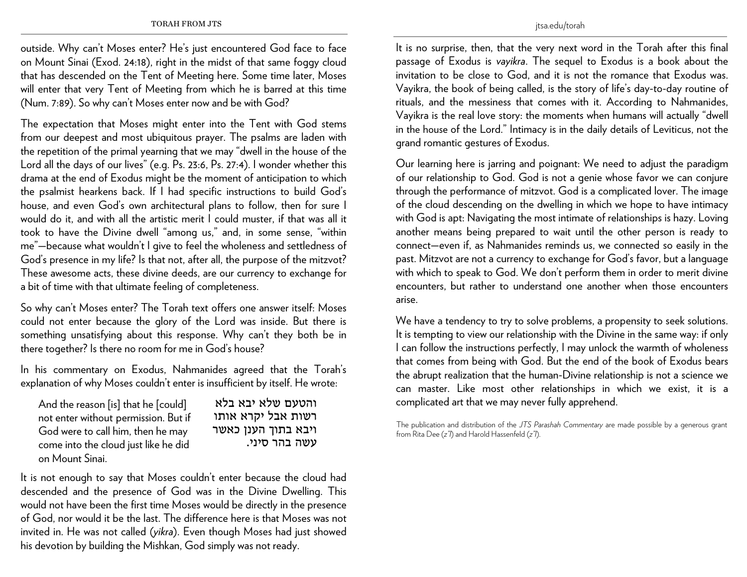outside. Why can't Moses enter? He's just encountered God face to face on Mount Sinai (Exod. 24:18), right in the midst of that same foggy cloud that has descended on the Tent of Meeting here. Some time later, Moses will enter that very Tent of Meeting from which he is barred at this time (Num. 7:89). So why can't Moses enter now and be with God?

The expectation that Moses might enter into the Tent with God stems from our deepest and most ubiquitous prayer. The psalms are laden with the repetition of the primal yearning that we may "dwell in the house of the Lord all the days of our lives" (e.g. Ps. 23:6, Ps. 27:4). I wonder whether this drama at the end of Exodus might be the moment of anticipation to which the psalmist hearkens back. If I had specific instructions to build God's house, and even God's own architectural plans to follow, then for sure I would do it, and with all the artistic merit I could muster, if that was all it took to have the Divine dwell "among us," and, in some sense, "within me"—because what wouldn't I give to feel the wholeness and settledness of God's presence in my life? Is that not, after all, the purpose of the mitzvot? These awesome acts, these divine deeds, are our currency to exchange for a bit of time with that ultimate feeling of completeness.

So why can't Moses enter? The Torah text offers one answer itself: Moses could not enter because the glory of the Lord was inside. But there is something unsatisfying about this response. Why can't they both be in there together? Is there no room for me in God's house?

In his commentary on Exodus, Nahmanides agreed that the Torah's explanation of why Moses couldn't enter is insufficient by itself. He wrote:

> And the reason [is] that he [could] not enter without permission. But if God were to call him, then he may come into the cloud just like he did on Mount Sinai.
>
> והטעם שלא יבא בלא רשות אבל יקרא אותו ויבא בתוך הענן כאשר עשה בהר סיני.

It is not enough to say that Moses couldn't enter because the cloud had descended and the presence of God was in the Divine Dwelling. This would not have been the first time Moses would be directly in the presence of God, nor would it be the last. The difference here is that Moses was not invited in. He was not called (*yikra*). Even though Moses had just showed his devotion by building the Mishkan, God simply was not ready.

It is no surprise, then, that the very next word in the Torah after this final passage of Exodus is *vayikra*. The sequel to Exodus is a book about the invitation to be close to God, and it is not the romance that Exodus was. Vayikra, the book of being called, is the story of life's day-to-day routine of rituals, and the messiness that comes with it. According to Nahmanides, Vayikra is the real love story: the moments when humans will actually "dwell in the house of the Lord." Intimacy is in the daily details of Leviticus, not the grand romantic gestures of Exodus.

Our learning here is jarring and poignant: We need to adjust the paradigm of our relationship to God. God is not a genie whose favor we can conjure through the performance of mitzvot. God is a complicated lover. The image of the cloud descending on the dwelling in which we hope to have intimacy with God is apt: Navigating the most intimate of relationships is hazy. Loving another means being prepared to wait until the other person is ready to connect—even if, as Nahmanides reminds us, we connected so easily in the past. Mitzvot are not a currency to exchange for God's favor, but a language with which to speak to God. We don't perform them in order to merit divine encounters, but rather to understand one another when those encounters arise.

We have a tendency to try to solve problems, a propensity to seek solutions. It is tempting to view our relationship with the Divine in the same way: if only I can follow the instructions perfectly, I may unlock the warmth of wholeness that comes from being with God. But the end of the book of Exodus bears the abrupt realization that the human-Divine relationship is not a science we can master. Like most other relationships in which we exist, it is a complicated art that we may never fully apprehend.

The publication and distribution of the *JTS Parashah Commentary* are made possible by a generous grant from Rita Dee (*z"l*) and Harold Hassenfeld (*z"l*).